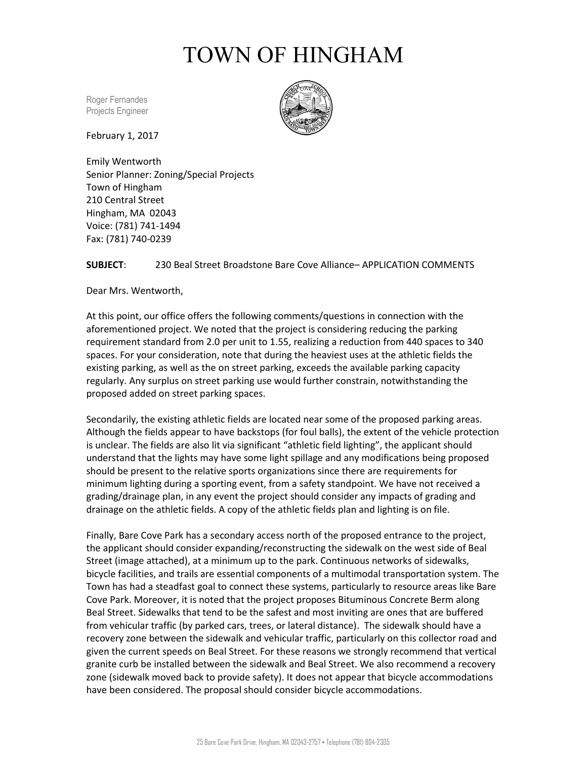# TOWN OF HINGHAM

Roger Fernandes
Projects Engineer

February 1, 2017

Emily Wentworth
Senior Planner: Zoning/Special Projects
Town of Hingham
210 Central Street
Hingham, MA 02043
Voice: (781) 741-1494
Fax: (781) 740-0239

**SUBJECT**: 230 Beal Street Broadstone Bare Cove Alliance– APPLICATION COMMENTS

Dear Mrs. Wentworth,

At this point, our office offers the following comments/questions in connection with the aforementioned project. We noted that the project is considering reducing the parking requirement standard from 2.0 per unit to 1.55, realizing a reduction from 440 spaces to 340 spaces. For your consideration, note that during the heaviest uses at the athletic fields the existing parking, as well as the on street parking, exceeds the available parking capacity regularly. Any surplus on street parking use would further constrain, notwithstanding the proposed added on street parking spaces.

Secondarily, the existing athletic fields are located near some of the proposed parking areas. Although the fields appear to have backstops (for foul balls), the extent of the vehicle protection is unclear. The fields are also lit via significant "athletic field lighting", the applicant should understand that the lights may have some light spillage and any modifications being proposed should be present to the relative sports organizations since there are requirements for minimum lighting during a sporting event, from a safety standpoint. We have not received a grading/drainage plan, in any event the project should consider any impacts of grading and drainage on the athletic fields. A copy of the athletic fields plan and lighting is on file.

Finally, Bare Cove Park has a secondary access north of the proposed entrance to the project, the applicant should consider expanding/reconstructing the sidewalk on the west side of Beal Street (image attached), at a minimum up to the park. Continuous networks of sidewalks, bicycle facilities, and trails are essential components of a multimodal transportation system. The Town has had a steadfast goal to connect these systems, particularly to resource areas like Bare Cove Park. Moreover, it is noted that the project proposes Bituminous Concrete Berm along Beal Street. Sidewalks that tend to be the safest and most inviting are ones that are buffered from vehicular traffic (by parked cars, trees, or lateral distance). The sidewalk should have a recovery zone between the sidewalk and vehicular traffic, particularly on this collector road and given the current speeds on Beal Street. For these reasons we strongly recommend that vertical granite curb be installed between the sidewalk and Beal Street. We also recommend a recovery zone (sidewalk moved back to provide safety). It does not appear that bicycle accommodations have been considered. The proposal should consider bicycle accommodations.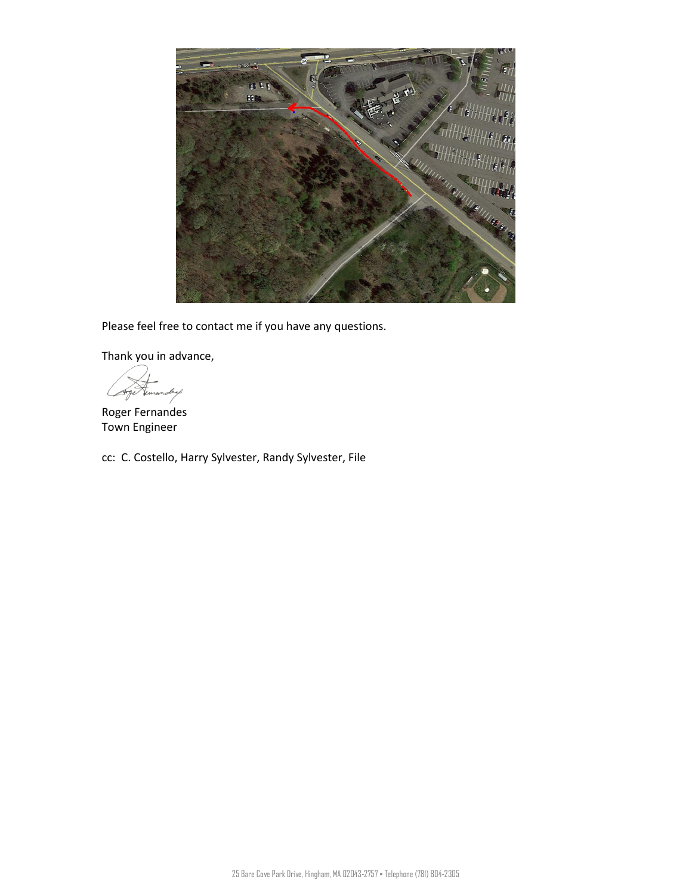Please feel free to contact me if you have any questions.

Thank you in advance,

Roger Fernandes
Town Engineer

cc: C. Costello, Harry Sylvester, Randy Sylvester, File